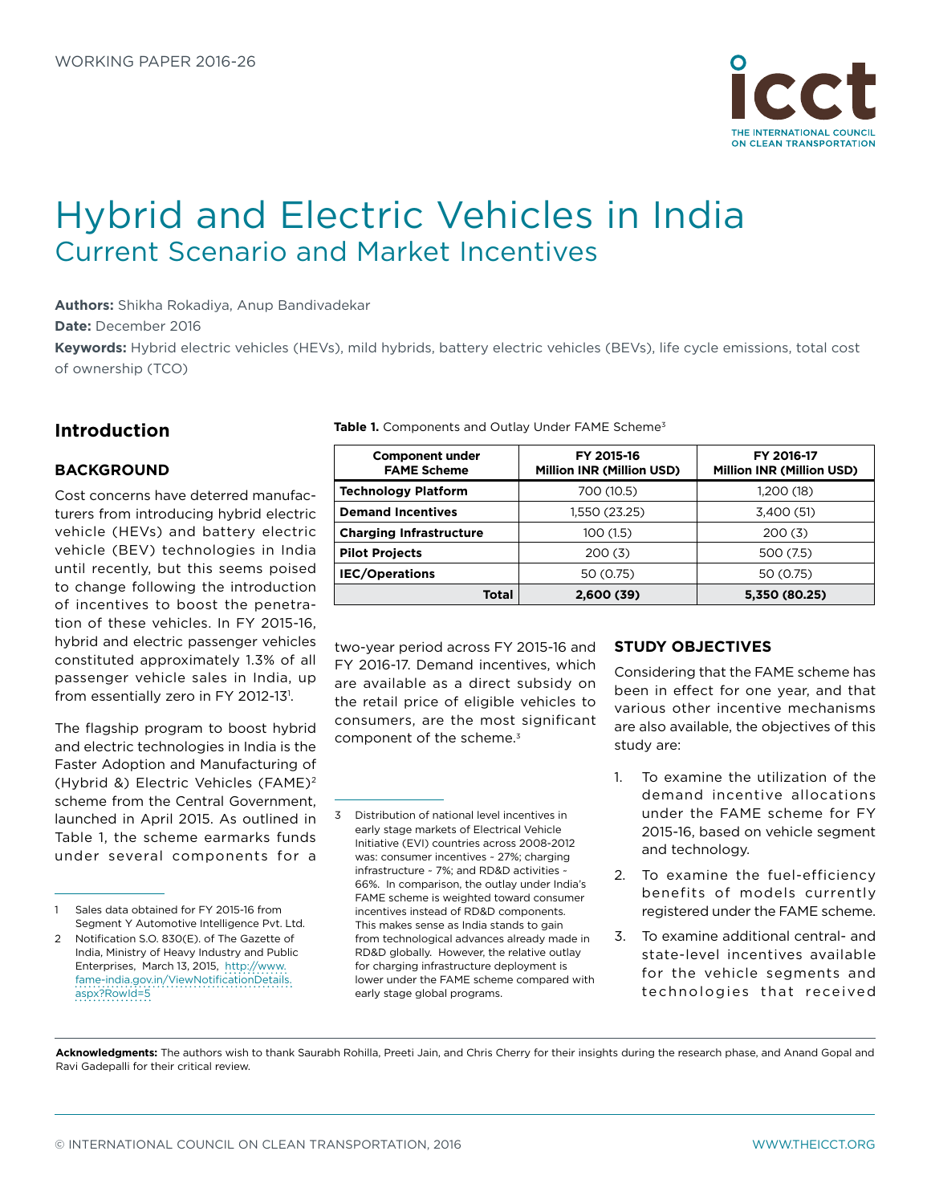WORKING PAPER 2016-26

# Hybrid and Electric Vehicles in India

## Current Scenario and Market Incentives

**Authors:** Shikha Rokadiya, Anup Bandivadekar

**Date:** December 2016

**Keywords:** Hybrid electric vehicles (HEVs), mild hybrids, battery electric vehicles (BEVs), life cycle emissions, total cost of ownership (TCO)

## Introduction

### BACKGROUND

Cost concerns have deterred manufacturers from introducing hybrid electric vehicle (HEVs) and battery electric vehicle (BEV) technologies in India until recently, but this seems poised to change following the introduction of incentives to boost the penetration of these vehicles. In FY 2015-16, hybrid and electric passenger vehicles constituted approximately 1.3% of all passenger vehicle sales in India, up from essentially zero in FY 2012-13[1].

The flagship program to boost hybrid and electric technologies in India is the Faster Adoption and Manufacturing of (Hybrid &) Electric Vehicles (FAME)[2] scheme from the Central Government, launched in April 2015. As outlined in Table 1, the scheme earmarks funds under several components for a two-year period across FY 2015-16 and FY 2016-17. Demand incentives, which are available as a direct subsidy on the retail price of eligible vehicles to consumers, are the most significant component of the scheme.[3]

**Table 1.** Components and Outlay Under FAME Scheme[3]

| Component under FAME Scheme | FY 2015-16 Million INR (Million USD) | FY 2016-17 Million INR (Million USD) |
|---|---|---|
| **Technology Platform** | 700 (10.5) | 1,200 (18) |
| **Demand Incentives** | 1,550 (23.25) | 3,400 (51) |
| **Charging Infrastructure** | 100 (1.5) | 200 (3) |
| **Pilot Projects** | 200 (3) | 500 (7.5) |
| **IEC/Operations** | 50 (0.75) | 50 (0.75) |
| **Total** | **2,600 (39)** | **5,350 (80.25)** |

### STUDY OBJECTIVES

Considering that the FAME scheme has been in effect for one year, and that various other incentive mechanisms are also available, the objectives of this study are:

1. To examine the utilization of the demand incentive allocations under the FAME scheme for FY 2015-16, based on vehicle segment and technology.
2. To examine the fuel-efficiency benefits of models currently registered under the FAME scheme.
3. To examine additional central- and state-level incentives available for the vehicle segments and technologies that received

---

1 Sales data obtained for FY 2015-16 from Segment Y Automotive Intelligence Pvt. Ltd.

2 Notification S.O. 830(E). of The Gazette of India, Ministry of Heavy Industry and Public Enterprises, March 13, 2015, http://www.fame-india.gov.in/ViewNotificationDetails.aspx?RowId=5

3 Distribution of national level incentives in early stage markets of Electrical Vehicle Initiative (EVI) countries across 2008-2012 was: consumer incentives ~ 27%; charging infrastructure ~ 7%; and RD&D activities ~ 66%. In comparison, the outlay under India's FAME scheme is weighted toward consumer incentives instead of RD&D components. This makes sense as India stands to gain from technological advances already made in RD&D globally. However, the relative outlay for charging infrastructure deployment is lower under the FAME scheme compared with early stage global programs.

**Acknowledgments:** The authors wish to thank Saurabh Rohilla, Preeti Jain, and Chris Cherry for their insights during the research phase, and Anand Gopal and Ravi Gadepalli for their critical review.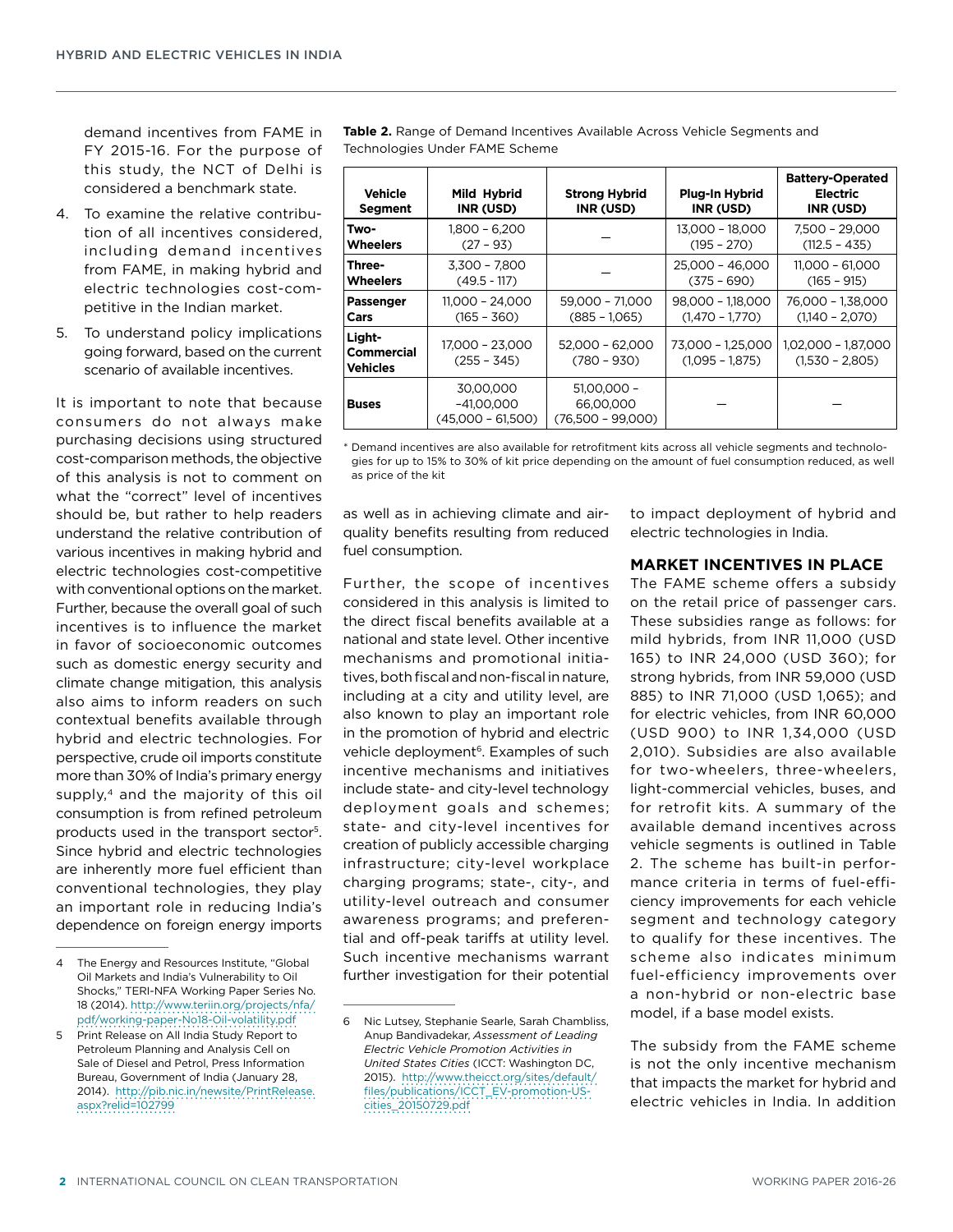demand incentives from FAME in FY 2015-16. For the purpose of this study, the NCT of Delhi is considered a benchmark state.

4. To examine the relative contribution of all incentives considered, including demand incentives from FAME, in making hybrid and electric technologies cost-competitive in the Indian market.
5. To understand policy implications going forward, based on the current scenario of available incentives.

It is important to note that because consumers do not always make purchasing decisions using structured cost-comparison methods, the objective of this analysis is not to comment on what the "correct" level of incentives should be, but rather to help readers understand the relative contribution of various incentives in making hybrid and electric technologies cost-competitive with conventional options on the market. Further, because the overall goal of such incentives is to influence the market in favor of socioeconomic outcomes such as domestic energy security and climate change mitigation, this analysis also aims to inform readers on such contextual benefits available through hybrid and electric technologies. For perspective, crude oil imports constitute more than 30% of India's primary energy supply,[4] and the majority of this oil consumption is from refined petroleum products used in the transport sector[5]. Since hybrid and electric technologies are inherently more fuel efficient than conventional technologies, they play an important role in reducing India's dependence on foreign energy imports as well as in achieving climate and air-quality benefits resulting from reduced fuel consumption.

**Table 2.** Range of Demand Incentives Available Across Vehicle Segments and Technologies Under FAME Scheme

| Vehicle Segment | Mild Hybrid INR (USD) | Strong Hybrid INR (USD) | Plug-In Hybrid INR (USD) | Battery-Operated Electric INR (USD) |
|---|---|---|---|---|
| Two-Wheelers | 1,800 – 6,200 (27 – 93) | — | 13,000 – 18,000 (195 – 270) | 7,500 – 29,000 (112.5 – 435) |
| Three-Wheelers | 3,300 – 7,800 (49.5 - 117) | — | 25,000 – 46,000 (375 – 690) | 11,000 – 61,000 (165 – 915) |
| Passenger Cars | 11,000 – 24,000 (165 – 360) | 59,000 – 71,000 (885 – 1,065) | 98,000 – 1,18,000 (1,470 – 1,770) | 76,000 – 1,38,000 (1,140 – 2,070) |
| Light-Commercial Vehicles | 17,000 – 23,000 (255 – 345) | 52,000 – 62,000 (780 – 930) | 73,000 – 1,25,000 (1,095 – 1,875) | 1,02,000 – 1,87,000 (1,530 – 2,805) |
| Buses | 30,00,000 –41,00,000 (45,000 – 61,500) | 51,00,000 – 66,00,000 (76,500 – 99,000) | — | — |

\* Demand incentives are also available for retrofitment kits across all vehicle segments and technologies for up to 15% to 30% of kit price depending on the amount of fuel consumption reduced, as well as price of the kit

Further, the scope of incentives considered in this analysis is limited to the direct fiscal benefits available at a national and state level. Other incentive mechanisms and promotional initiatives, both fiscal and non-fiscal in nature, including at a city and utility level, are also known to play an important role in the promotion of hybrid and electric vehicle deployment[6]. Examples of such incentive mechanisms and initiatives include state- and city-level technology deployment goals and schemes; state- and city-level incentives for creation of publicly accessible charging infrastructure; city-level workplace charging programs; state-, city-, and utility-level outreach and consumer awareness programs; and preferential and off-peak tariffs at utility level. Such incentive mechanisms warrant further investigation for their potential to impact deployment of hybrid and electric technologies in India.

## MARKET INCENTIVES IN PLACE

The FAME scheme offers a subsidy on the retail price of passenger cars. These subsidies range as follows: for mild hybrids, from INR 11,000 (USD 165) to INR 24,000 (USD 360); for strong hybrids, from INR 59,000 (USD 885) to INR 71,000 (USD 1,065); and for electric vehicles, from INR 60,000 (USD 900) to INR 1,34,000 (USD 2,010). Subsidies are also available for two-wheelers, three-wheelers, light-commercial vehicles, buses, and for retrofit kits. A summary of the available demand incentives across vehicle segments is outlined in Table 2. The scheme has built-in performance criteria in terms of fuel-efficiency improvements for each vehicle segment and technology category to qualify for these incentives. The scheme also indicates minimum fuel-efficiency improvements over a non-hybrid or non-electric base model, if a base model exists.

The subsidy from the FAME scheme is not the only incentive mechanism that impacts the market for hybrid and electric vehicles in India. In addition

---

4 The Energy and Resources Institute, "Global Oil Markets and India's Vulnerability to Oil Shocks," TERI-NFA Working Paper Series No. 18 (2014). http://www.teriin.org/projects/nfa/pdf/working-paper-No18-Oil-volatility.pdf

5 Print Release on All India Study Report to Petroleum Planning and Analysis Cell on Sale of Diesel and Petrol, Press Information Bureau, Government of India (January 28, 2014). http://pib.nic.in/newsite/PrintRelease.aspx?relid=102799

6 Nic Lutsey, Stephanie Searle, Sarah Chambliss, Anup Bandivadekar, *Assessment of Leading Electric Vehicle Promotion Activities in United States Cities* (ICCT: Washington DC, 2015). http://www.theicct.org/sites/default/files/publications/ICCT_EV-promotion-US-cities_20150729.pdf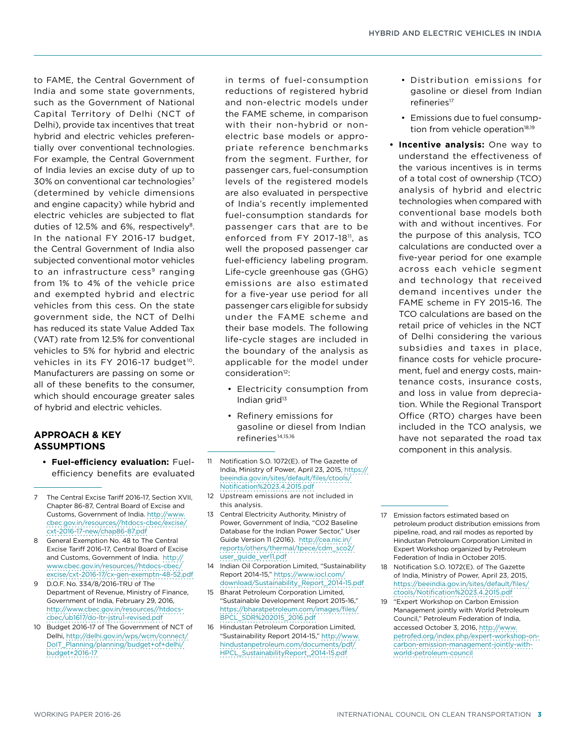to FAME, the Central Government of India and some state governments, such as the Government of National Capital Territory of Delhi (NCT of Delhi), provide tax incentives that treat hybrid and electric vehicles preferentially over conventional technologies. For example, the Central Government of India levies an excise duty of up to 30% on conventional car technologies[7] (determined by vehicle dimensions and engine capacity) while hybrid and electric vehicles are subjected to flat duties of 12.5% and 6%, respectively[8]. In the national FY 2016-17 budget, the Central Government of India also subjected conventional motor vehicles to an infrastructure cess[9] ranging from 1% to 4% of the vehicle price and exempted hybrid and electric vehicles from this cess. On the state government side, the NCT of Delhi has reduced its state Value Added Tax (VAT) rate from 12.5% for conventional vehicles to 5% for hybrid and electric vehicles in its FY 2016-17 budget[10]. Manufacturers are passing on some or all of these benefits to the consumer, which should encourage greater sales of hybrid and electric vehicles.

## APPROACH & KEY ASSUMPTIONS

- **Fuel-efficiency evaluation:** Fuel-efficiency benefits are evaluated in terms of fuel-consumption reductions of registered hybrid and non-electric models under the FAME scheme, in comparison with their non-hybrid or non-electric base models or appropriate reference benchmarks from the segment. Further, for passenger cars, fuel-consumption levels of the registered models are also evaluated in perspective of India's recently implemented fuel-consumption standards for passenger cars that are to be enforced from FY 2017-18[11], as well the proposed passenger car fuel-efficiency labeling program. Life-cycle greenhouse gas (GHG) emissions are also estimated for a five-year use period for all passenger cars eligible for subsidy under the FAME scheme and their base models. The following life-cycle stages are included in the boundary of the analysis as applicable for the model under consideration[12]:
  - Electricity consumption from Indian grid[13]
  - Refinery emissions for gasoline or diesel from Indian refineries[14,15,16]
  - Distribution emissions for gasoline or diesel from Indian refineries[17]
  - Emissions due to fuel consumption from vehicle operation[18,19]
- **Incentive analysis:** One way to understand the effectiveness of the various incentives is in terms of a total cost of ownership (TCO) analysis of hybrid and electric technologies when compared with conventional base models both with and without incentives. For the purpose of this analysis, TCO calculations are conducted over a five-year period for one example across each vehicle segment and technology that received demand incentives under the FAME scheme in FY 2015-16. The TCO calculations are based on the retail price of vehicles in the NCT of Delhi considering the various subsidies and taxes in place, finance costs for vehicle procurement, fuel and energy costs, maintenance costs, insurance costs, and loss in value from depreciation. While the Regional Transport Office (RTO) charges have been included in the TCO analysis, we have not separated the road tax component in this analysis.

---

7 The Central Excise Tariff 2016-17, Section XVII, Chapter 86-87, Central Board of Excise and Customs, Government of India. http://www.cbec.gov.in/resources//htdocs-cbec/excise/cxt-2016-17-new/chap86-87.pdf

8 General Exemption No. 48 to The Central Excise Tariff 2016-17, Central Board of Excise and Customs, Government of India. http://www.cbec.gov.in/resources//htdocs-cbec/excise/cxt-2016-17/cx-gen-exemptn-48-52.pdf

9 D.O.F. No. 334/8/2016-TRU of The Department of Revenue, Ministry of Finance, Government of India, February 29, 2016, http://www.cbec.gov.in/resources//htdocs-cbec/ub1617/do-ltr-jstru1-revised.pdf

10 Budget 2016-17 of The Government of NCT of Delhi, http://delhi.gov.in/wps/wcm/connect/DoIT_Planning/planning/budget+of+delhi/budget+2016-17

11 Notification S.O. 1072(E). of The Gazette of India, Ministry of Power, April 23, 2015, https://beeindia.gov.in/sites/default/files/ctools/Notification%2023.4.2015.pdf

12 Upstream emissions are not included in this analysis.

13 Central Electricity Authority, Ministry of Power, Government of India, "CO2 Baseline Database for the Indian Power Sector," User Guide Version 11 (2016). http://cea.nic.in/reports/others/thermal/tpece/cdm_sco2/user_guide_ver11.pdf

14 Indian Oil Corporation Limited, "Sustainability Report 2014-15," https://www.iocl.com/download/Sustainability_Report_2014-15.pdf

15 Bharat Petroleum Corporation Limited, "Sustainable Development Report 2015-16," https://bharatpetroleum.com/images/files/BPCL_SDR%202015_2016.pdf

16 Hindustan Petroleum Corporation Limited, "Sustainability Report 2014-15," http://www.hindustanpetroleum.com/documents/pdf/HPCL_SustainabilityReport_2014-15.pdf

17 Emission factors estimated based on petroleum product distribution emissions from pipeline, road, and rail modes as reported by Hindustan Petroleum Corporation Limited in Expert Workshop organized by Petroleum Federation of India in October 2015.

18 Notification S.O. 1072(E). of The Gazette of India, Ministry of Power, April 23, 2015, https://beeindia.gov.in/sites/default/files/ctools/Notification%2023.4.2015.pdf

19 "Expert Workshop on Carbon Emission Management jointly with World Petroleum Council," Petroleum Federation of India, accessed October 3, 2016, http://www.petrofed.org/index.php/expert-workshop-on-carbon-emission-management-jointly-with-world-petroleum-council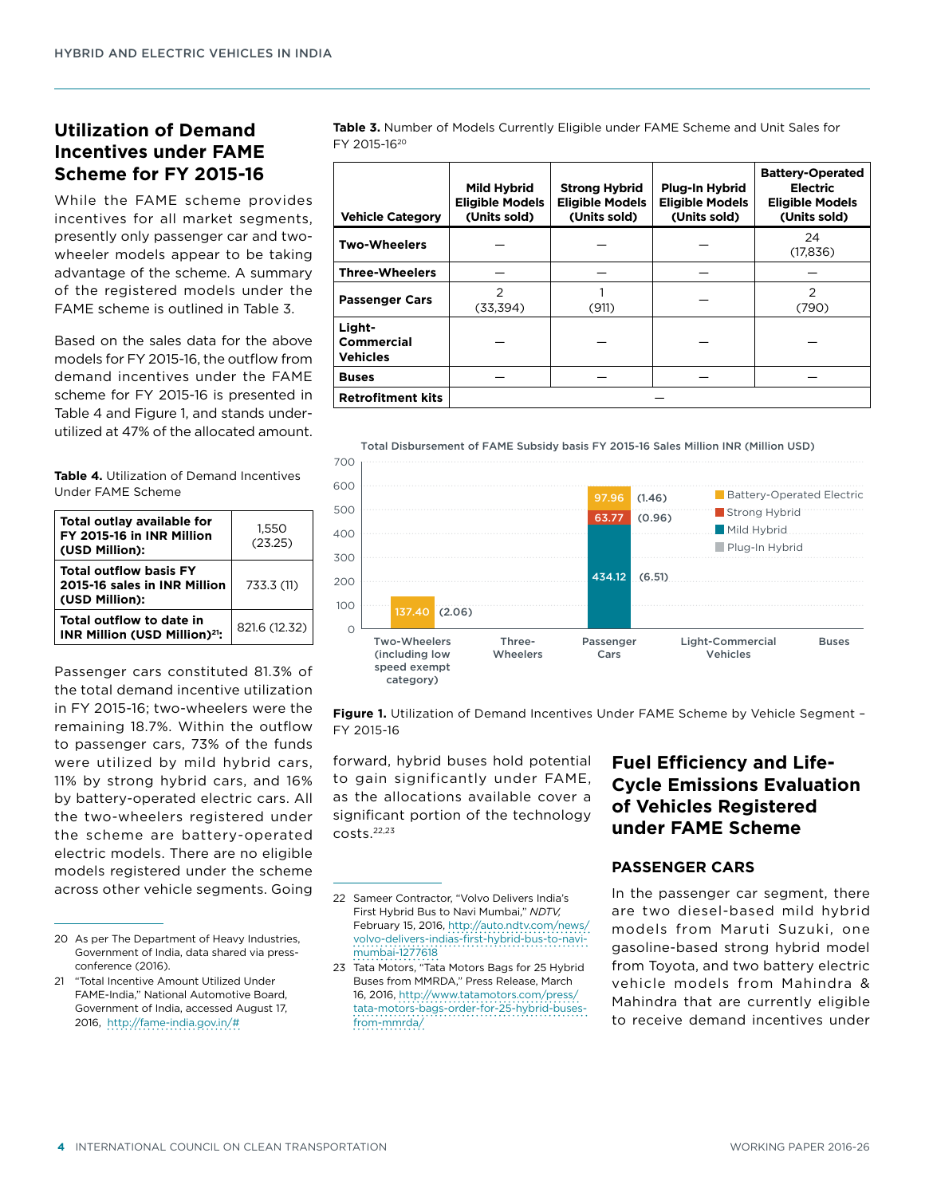## Utilization of Demand Incentives under FAME Scheme for FY 2015-16

While the FAME scheme provides incentives for all market segments, presently only passenger car and two-wheeler models appear to be taking advantage of the scheme. A summary of the registered models under the FAME scheme is outlined in Table 3.

Based on the sales data for the above models for FY 2015-16, the outflow from demand incentives under the FAME scheme for FY 2015-16 is presented in Table 4 and Figure 1, and stands under-utilized at 47% of the allocated amount.

**Table 4.** Utilization of Demand Incentives Under FAME Scheme

| | |
|---|---|
| **Total outlay available for FY 2015-16 in INR Million (USD Million):** | 1,550 (23.25) |
| **Total outflow basis FY 2015-16 sales in INR Million (USD Million):** | 733.3 (11) |
| **Total outflow to date in INR Million (USD Million)[21]:** | 821.6 (12.32) |

Passenger cars constituted 81.3% of the total demand incentive utilization in FY 2015-16; two-wheelers were the remaining 18.7%. Within the outflow to passenger cars, 73% of the funds were utilized by mild hybrid cars, 11% by strong hybrid cars, and 16% by battery-operated electric cars. All the two-wheelers registered under the scheme are battery-operated electric models. There are no eligible models registered under the scheme across other vehicle segments. Going forward, hybrid buses hold potential to gain significantly under FAME, as the allocations available cover a significant portion of the technology costs.[22,23]

**Table 3.** Number of Models Currently Eligible under FAME Scheme and Unit Sales for FY 2015-16[20]

| Vehicle Category | Mild Hybrid Eligible Models (Units sold) | Strong Hybrid Eligible Models (Units sold) | Plug-In Hybrid Eligible Models (Units sold) | Battery-Operated Electric Eligible Models (Units sold) |
|---|---|---|---|---|
| **Two-Wheelers** | — | — | — | 24 (17,836) |
| **Three-Wheelers** | — | — | — | — |
| **Passenger Cars** | 2 (33,394) | 1 (911) | — | 2 (790) |
| **Light-Commercial Vehicles** | — | — | — | — |
| **Buses** | — | — | — | — |
| **Retrofitment kits** | — | | | |

Total Disbursement of FAME Subsidy basis FY 2015-16 Sales Million INR (Million USD)

| Segment | Mild Hybrid | Strong Hybrid | Battery-Operated Electric | Plug-In Hybrid |
|---|---|---|---|---|
| Two-Wheelers (including low speed exempt category) | | | 137.40 (2.06) | |
| Three-Wheelers | | | | |
| Passenger Cars | 434.12 (6.51) | 63.77 (0.96) | 97.96 (1.46) | |
| Light-Commercial Vehicles | | | | |
| Buses | | | | |

**Figure 1.** Utilization of Demand Incentives Under FAME Scheme by Vehicle Segment – FY 2015-16

## Fuel Efficiency and Life-Cycle Emissions Evaluation of Vehicles Registered under FAME Scheme

### PASSENGER CARS

In the passenger car segment, there are two diesel-based mild hybrid models from Maruti Suzuki, one gasoline-based strong hybrid model from Toyota, and two battery electric vehicle models from Mahindra & Mahindra that are currently eligible to receive demand incentives under

---

20 As per The Department of Heavy Industries, Government of India, data shared via press-conference (2016).

21 "Total Incentive Amount Utilized Under FAME-India," National Automotive Board, Government of India, accessed August 17, 2016, http://fame-india.gov.in/#

22 Sameer Contractor, "Volvo Delivers India's First Hybrid Bus to Navi Mumbai," *NDTV*, February 15, 2016, http://auto.ndtv.com/news/volvo-delivers-indias-first-hybrid-bus-to-navi-mumbai-1277618

23 Tata Motors, "Tata Motors Bags for 25 Hybrid Buses from MMRDA," Press Release, March 16, 2016, http://www.tatamotors.com/press/tata-motors-bags-order-for-25-hybrid-buses-from-mmrda/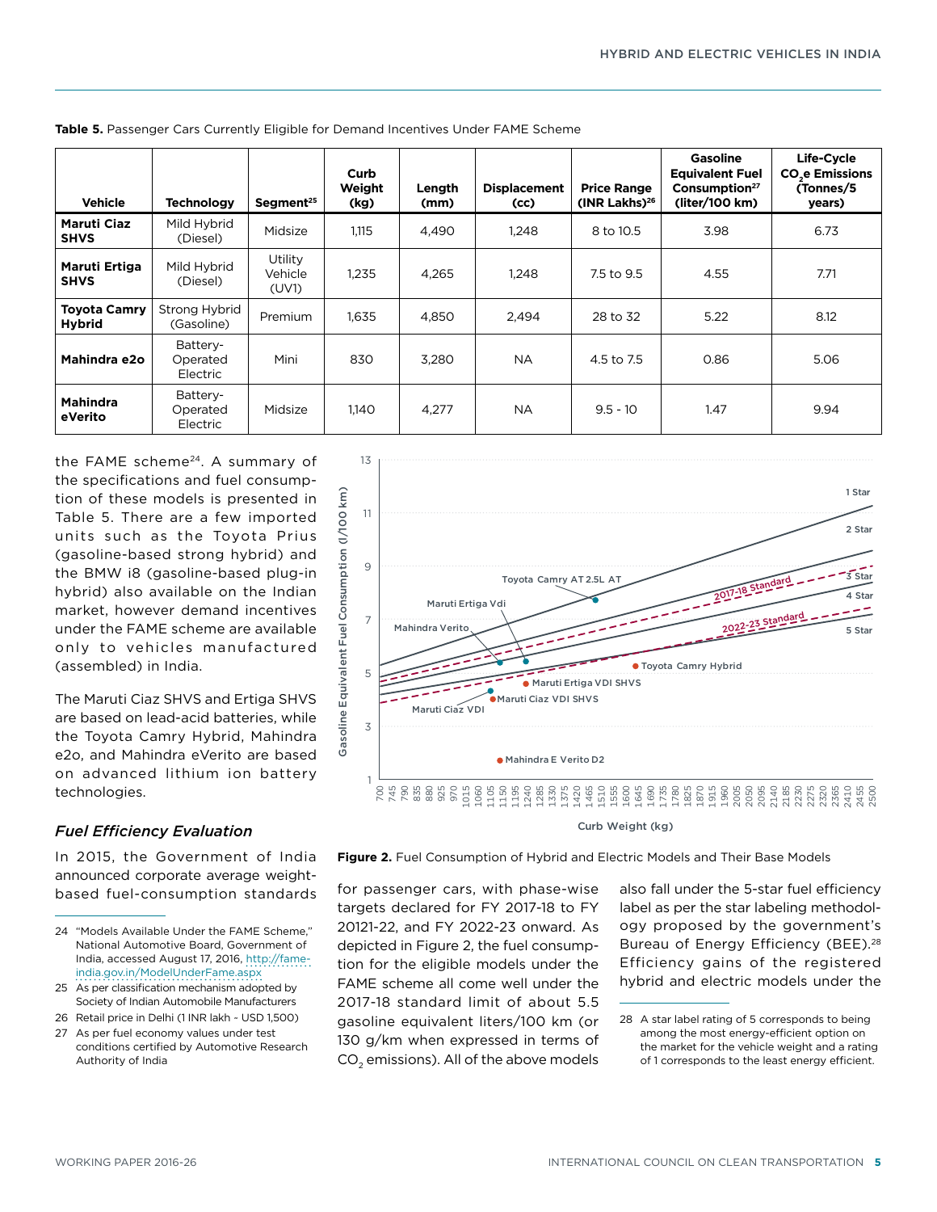**Table 5.** Passenger Cars Currently Eligible for Demand Incentives Under FAME Scheme

| Vehicle | Technology | Segment[25] | Curb Weight (kg) | Length (mm) | Displacement (cc) | Price Range (INR Lakhs)[26] | Gasoline Equivalent Fuel Consumption[27] (liter/100 km) | Life-Cycle $CO_2$e Emissions (Tonnes/5 years) |
|---|---|---|---|---|---|---|---|---|
| **Maruti Ciaz SHVS** | Mild Hybrid (Diesel) | Midsize | 1,115 | 4,490 | 1,248 | 8 to 10.5 | 3.98 | 6.73 |
| **Maruti Ertiga SHVS** | Mild Hybrid (Diesel) | Utility Vehicle (UV1) | 1,235 | 4,265 | 1,248 | 7.5 to 9.5 | 4.55 | 7.71 |
| **Toyota Camry Hybrid** | Strong Hybrid (Gasoline) | Premium | 1,635 | 4,850 | 2,494 | 28 to 32 | 5.22 | 8.12 |
| **Mahindra e2o** | Battery-Operated Electric | Mini | 830 | 3,280 | NA | 4.5 to 7.5 | 0.86 | 5.06 |
| **Mahindra eVerito** | Battery-Operated Electric | Midsize | 1,140 | 4,277 | NA | 9.5 - 10 | 1.47 | 9.94 |

the FAME scheme[24]. A summary of the specifications and fuel consumption of these models is presented in Table 5. There are a few imported units such as the Toyota Prius (gasoline-based strong hybrid) and the BMW i8 (gasoline-based plug-in hybrid) also available on the Indian market, however demand incentives under the FAME scheme are available only to vehicles manufactured (assembled) in India.

The Maruti Ciaz SHVS and Ertiga SHVS are based on lead-acid batteries, while the Toyota Camry Hybrid, Mahindra e2o, and Mahindra eVerito are based on advanced lithium ion battery technologies.

### *Fuel Efficiency Evaluation*

In 2015, the Government of India announced corporate average weight-based fuel-consumption standards for passenger cars, with phase-wise targets declared for FY 2017-18 to FY 20121-22, and FY 2022-23 onward. As depicted in Figure 2, the fuel consumption for the eligible models under the FAME scheme all come well under the 2017-18 standard limit of about 5.5 gasoline equivalent liters/100 km (or 130 g/km when expressed in terms of $CO_2$ emissions). All of the above models also fall under the 5-star fuel efficiency label as per the star labeling methodology proposed by the government's Bureau of Energy Efficiency (BEE).[28] Efficiency gains of the registered hybrid and electric models under the

**Figure 2.** Fuel Consumption of Hybrid and Electric Models and Their Base Models

24 "Models Available Under the FAME Scheme," National Automotive Board, Government of India, accessed August 17, 2016, http://fame-india.gov.in/ModelUnderFame.aspx

25 As per classification mechanism adopted by Society of Indian Automobile Manufacturers

26 Retail price in Delhi (1 INR lakh ~ USD 1,500)

27 As per fuel economy values under test conditions certified by Automotive Research Authority of India

28 A star label rating of 5 corresponds to being among the most energy-efficient option on the market for the vehicle weight and a rating of 1 corresponds to the least energy efficient.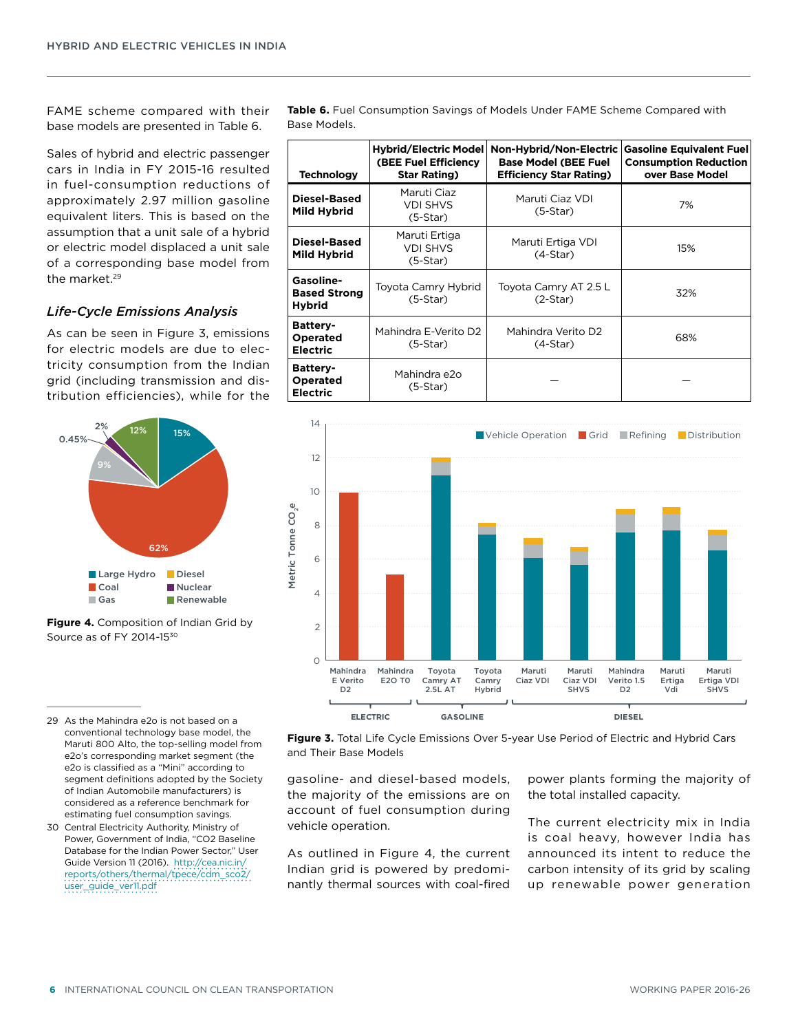FAME scheme compared with their base models are presented in Table 6.

Sales of hybrid and electric passenger cars in India in FY 2015-16 resulted in fuel-consumption reductions of approximately 2.97 million gasoline equivalent liters. This is based on the assumption that a unit sale of a hybrid or electric model displaced a unit sale of a corresponding base model from the market.[29]

### *Life-Cycle Emissions Analysis*

As can be seen in Figure 3, emissions for electric models are due to electricity consumption from the Indian grid (including transmission and distribution efficiencies), while for the gasoline- and diesel-based models, the majority of the emissions are on account of fuel consumption during vehicle operation.

**Table 6.** Fuel Consumption Savings of Models Under FAME Scheme Compared with Base Models.

| Technology | Hybrid/Electric Model (BEE Fuel Efficiency Star Rating) | Non-Hybrid/Non-Electric Base Model (BEE Fuel Efficiency Star Rating) | Gasoline Equivalent Fuel Consumption Reduction over Base Model |
|---|---|---|---|
| **Diesel-Based Mild Hybrid** | Maruti Ciaz VDI SHVS (5-Star) | Maruti Ciaz VDI (5-Star) | 7% |
| **Diesel-Based Mild Hybrid** | Maruti Ertiga VDI SHVS (5-Star) | Maruti Ertiga VDI (4-Star) | 15% |
| **Gasoline-Based Strong Hybrid** | Toyota Camry Hybrid (5-Star) | Toyota Camry AT 2.5 L (2-Star) | 32% |
| **Battery-Operated Electric** | Mahindra E-Verito D2 (5-Star) | Mahindra Verito D2 (4-Star) | 68% |
| **Battery-Operated Electric** | Mahindra e2o (5-Star) | — | — |

**Figure 3.** Total Life Cycle Emissions Over 5-year Use Period of Electric and Hybrid Cars and Their Base Models

**Figure 4.** Composition of Indian Grid by Source as of FY 2014-15[30]

As outlined in Figure 4, the current Indian grid is powered by predominantly thermal sources with coal-fired power plants forming the majority of the total installed capacity.

The current electricity mix in India is coal heavy, however India has announced its intent to reduce the carbon intensity of its grid by scaling up renewable power generation

---

29 As the Mahindra e2o is not based on a conventional technology base model, the Maruti 800 Alto, the top-selling model from e2o's corresponding market segment (the e2o is classified as a "Mini" according to segment definitions adopted by the Society of Indian Automobile manufacturers) is considered as a reference benchmark for estimating fuel consumption savings.

30 Central Electricity Authority, Ministry of Power, Government of India, "CO2 Baseline Database for the Indian Power Sector," User Guide Version 11 (2016). http://cea.nic.in/reports/others/thermal/tpece/cdm_co2/user_guide_ver11.pdf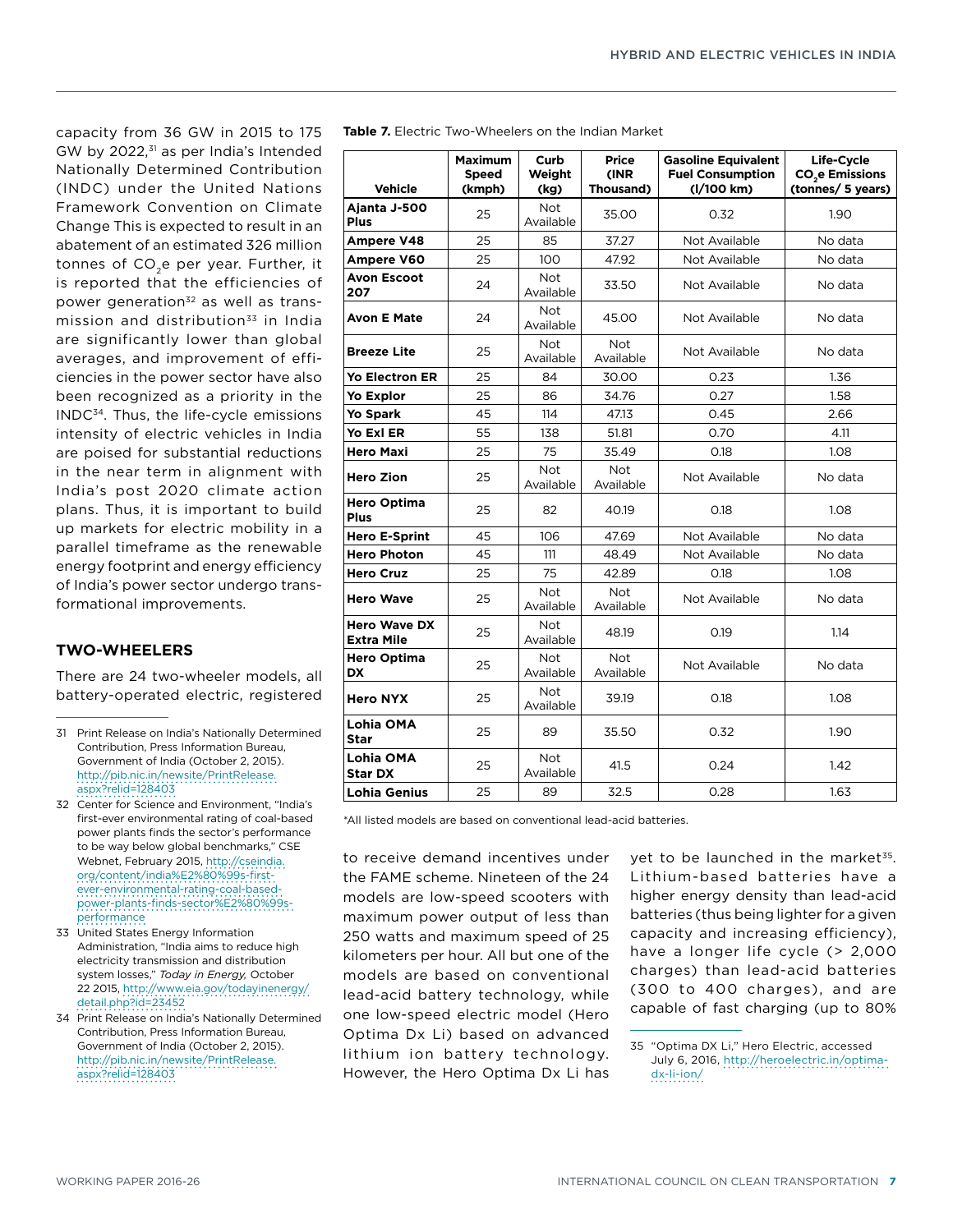capacity from 36 GW in 2015 to 175 GW by 2022,[31] as per India's Intended Nationally Determined Contribution (INDC) under the United Nations Framework Convention on Climate Change This is expected to result in an abatement of an estimated 326 million tonnes of $CO_2$e per year. Further, it is reported that the efficiencies of power generation[32] as well as transmission and distribution[33] in India are significantly lower than global averages, and improvement of efficiencies in the power sector have also been recognized as a priority in the INDC[34]. Thus, the life-cycle emissions intensity of electric vehicles in India are poised for substantial reductions in the near term in alignment with India's post 2020 climate action plans. Thus, it is important to build up markets for electric mobility in a parallel timeframe as the renewable energy footprint and energy efficiency of India's power sector undergo transformational improvements.

## TWO-WHEELERS

There are 24 two-wheeler models, all battery-operated electric, registered to receive demand incentives under the FAME scheme. Nineteen of the 24 models are low-speed scooters with maximum power output of less than 250 watts and maximum speed of 25 kilometers per hour. All but one of the models are based on conventional lead-acid battery technology, while one low-speed electric model (Hero Optima Dx Li) based on advanced lithium ion battery technology. However, the Hero Optima Dx Li has yet to be launched in the market[35]. Lithium-based batteries have a higher energy density than lead-acid batteries (thus being lighter for a given capacity and increasing efficiency), have a longer life cycle (> 2,000 charges) than lead-acid batteries (300 to 400 charges), and are capable of fast charging (up to 80%

**Table 7.** Electric Two-Wheelers on the Indian Market

| Vehicle | Maximum Speed (kmph) | Curb Weight (kg) | Price (INR Thousand) | Gasoline Equivalent Fuel Consumption (l/100 km) | Life-Cycle $CO_2$e Emissions (tonnes/ 5 years) |
|---|---|---|---|---|---|
| **Ajanta J-500 Plus** | 25 | Not Available | 35.00 | 0.32 | 1.90 |
| **Ampere V48** | 25 | 85 | 37.27 | Not Available | No data |
| **Ampere V60** | 25 | 100 | 47.92 | Not Available | No data |
| **Avon Escoot 207** | 24 | Not Available | 33.50 | Not Available | No data |
| **Avon E Mate** | 24 | Not Available | 45.00 | Not Available | No data |
| **Breeze Lite** | 25 | Not Available | Not Available | Not Available | No data |
| **Yo Electron ER** | 25 | 84 | 30.00 | 0.23 | 1.36 |
| **Yo Explor** | 25 | 86 | 34.76 | 0.27 | 1.58 |
| **Yo Spark** | 45 | 114 | 47.13 | 0.45 | 2.66 |
| **Yo Exl ER** | 55 | 138 | 51.81 | 0.70 | 4.11 |
| **Hero Maxi** | 25 | 75 | 35.49 | 0.18 | 1.08 |
| **Hero Zion** | 25 | Not Available | Not Available | Not Available | No data |
| **Hero Optima Plus** | 25 | 82 | 40.19 | 0.18 | 1.08 |
| **Hero E-Sprint** | 45 | 106 | 47.69 | Not Available | No data |
| **Hero Photon** | 45 | 111 | 48.49 | Not Available | No data |
| **Hero Cruz** | 25 | 75 | 42.89 | 0.18 | 1.08 |
| **Hero Wave** | 25 | Not Available | Not Available | Not Available | No data |
| **Hero Wave DX Extra Mile** | 25 | Not Available | 48.19 | 0.19 | 1.14 |
| **Hero Optima DX** | 25 | Not Available | Not Available | Not Available | No data |
| **Hero NYX** | 25 | Not Available | 39.19 | 0.18 | 1.08 |
| **Lohia OMA Star** | 25 | 89 | 35.50 | 0.32 | 1.90 |
| **Lohia OMA Star DX** | 25 | Not Available | 41.5 | 0.24 | 1.42 |
| **Lohia Genius** | 25 | 89 | 32.5 | 0.28 | 1.63 |

*All listed models are based on conventional lead-acid batteries.

31 Print Release on India's Nationally Determined Contribution, Press Information Bureau, Government of India (October 2, 2015). http://pib.nic.in/newsite/PrintRelease.aspx?relid=128403

32 Center for Science and Environment, "India's first-ever environmental rating of coal-based power plants finds the sector's performance to be way below global benchmarks," CSE Webnet, February 2015, http://cseindia.org/content/india%E2%80%99s-first-ever-environmental-rating-coal-based-power-plants-finds-sector%E2%80%99s-performance

33 United States Energy Information Administration, "India aims to reduce high electricity transmission and distribution system losses," *Today in Energy,* October 22 2015, http://www.eia.gov/todayinenergy/detail.php?id=23452

34 Print Release on India's Nationally Determined Contribution, Press Information Bureau, Government of India (October 2, 2015). http://pib.nic.in/newsite/PrintRelease.aspx?relid=128403

35 "Optima DX Li," Hero Electric, accessed July 6, 2016, http://heroelectric.in/optima-dx-li-ion/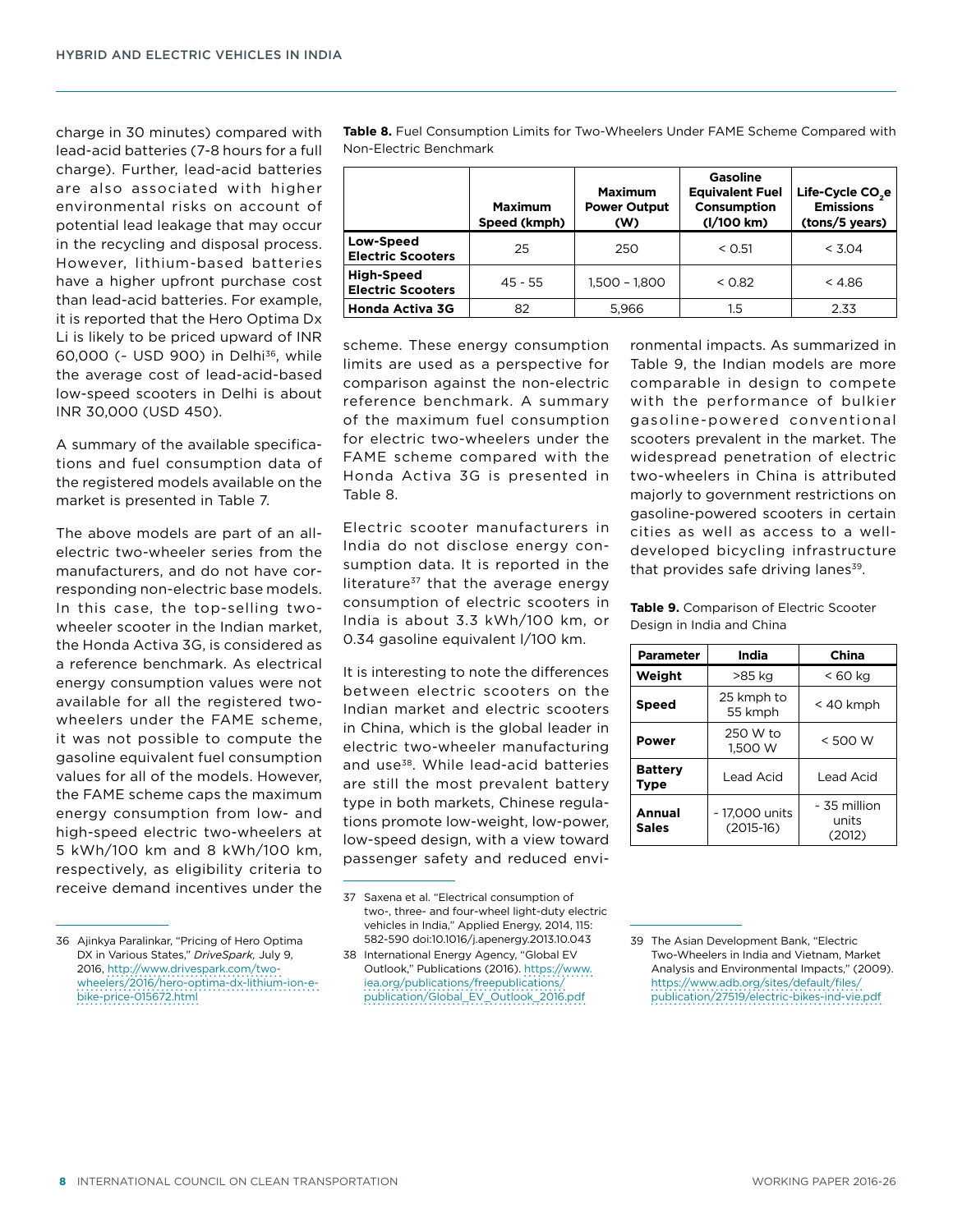charge in 30 minutes) compared with lead-acid batteries (7-8 hours for a full charge). Further, lead-acid batteries are also associated with higher environmental risks on account of potential lead leakage that may occur in the recycling and disposal process. However, lithium-based batteries have a higher upfront purchase cost than lead-acid batteries. For example, it is reported that the Hero Optima Dx Li is likely to be priced upward of INR 60,000 (~ USD 900) in Delhi[36], while the average cost of lead-acid-based low-speed scooters in Delhi is about INR 30,000 (USD 450).

A summary of the available specifications and fuel consumption data of the registered models available on the market is presented in Table 7.

The above models are part of an all-electric two-wheeler series from the manufacturers, and do not have corresponding non-electric base models. In this case, the top-selling two-wheeler scooter in the Indian market, the Honda Activa 3G, is considered as a reference benchmark. As electrical energy consumption values were not available for all the registered two-wheelers under the FAME scheme, it was not possible to compute the gasoline equivalent fuel consumption values for all of the models. However, the FAME scheme caps the maximum energy consumption from low- and high-speed electric two-wheelers at 5 kWh/100 km and 8 kWh/100 km, respectively, as eligibility criteria to receive demand incentives under the scheme. These energy consumption limits are used as a perspective for comparison against the non-electric reference benchmark. A summary of the maximum fuel consumption for electric two-wheelers under the FAME scheme compared with the Honda Activa 3G is presented in Table 8.

**Table 8.** Fuel Consumption Limits for Two-Wheelers Under FAME Scheme Compared with Non-Electric Benchmark

| | Maximum Speed (kmph) | Maximum Power Output (W) | Gasoline Equivalent Fuel Consumption (l/100 km) | Life-Cycle $CO_2$e Emissions (tons/5 years) |
|---|---|---|---|---|
| **Low-Speed Electric Scooters** | 25 | 250 | < 0.51 | < 3.04 |
| **High-Speed Electric Scooters** | 45 - 55 | 1,500 – 1,800 | < 0.82 | < 4.86 |
| **Honda Activa 3G** | 82 | 5,966 | 1.5 | 2.33 |

Electric scooter manufacturers in India do not disclose energy consumption data. It is reported in the literature[37] that the average energy consumption of electric scooters in India is about 3.3 kWh/100 km, or 0.34 gasoline equivalent l/100 km.

It is interesting to note the differences between electric scooters on the Indian market and electric scooters in China, which is the global leader in electric two-wheeler manufacturing and use[38]. While lead-acid batteries are still the most prevalent battery type in both markets, Chinese regulations promote low-weight, low-power, low-speed design, with a view toward passenger safety and reduced environmental impacts. As summarized in Table 9, the Indian models are more comparable in design to compete with the performance of bulkier gasoline-powered conventional scooters prevalent in the market. The widespread penetration of electric two-wheelers in China is attributed majorly to government restrictions on gasoline-powered scooters in certain cities as well as access to a well-developed bicycling infrastructure that provides safe driving lanes[39].

**Table 9.** Comparison of Electric Scooter Design in India and China

| Parameter | India | China |
|---|---|---|
| **Weight** | >85 kg | < 60 kg |
| **Speed** | 25 kmph to 55 kmph | < 40 kmph |
| **Power** | 250 W to 1,500 W | < 500 W |
| **Battery Type** | Lead Acid | Lead Acid |
| **Annual Sales** | ~ 17,000 units (2015-16) | ~ 35 million units (2012) |

36 Ajinkya Paralinkar, "Pricing of Hero Optima DX in Various States," *DriveSpark,* July 9, 2016, http://www.drivespark.com/two-wheelers/2016/hero-optima-dx-lithium-ion-e-bike-price-015672.html

37 Saxena et al. "Electrical consumption of two-, three- and four-wheel light-duty electric vehicles in India," Applied Energy, 2014, 115: 582-590 doi:10.1016/j.apenergy.2013.10.043

38 International Energy Agency, "Global EV Outlook," Publications (2016). https://www.iea.org/publications/freepublications/publication/Global_EV_Outlook_2016.pdf

39 The Asian Development Bank, "Electric Two-Wheelers in India and Vietnam, Market Analysis and Environmental Impacts," (2009). https://www.adb.org/sites/default/files/publication/27519/electric-bikes-ind-vie.pdf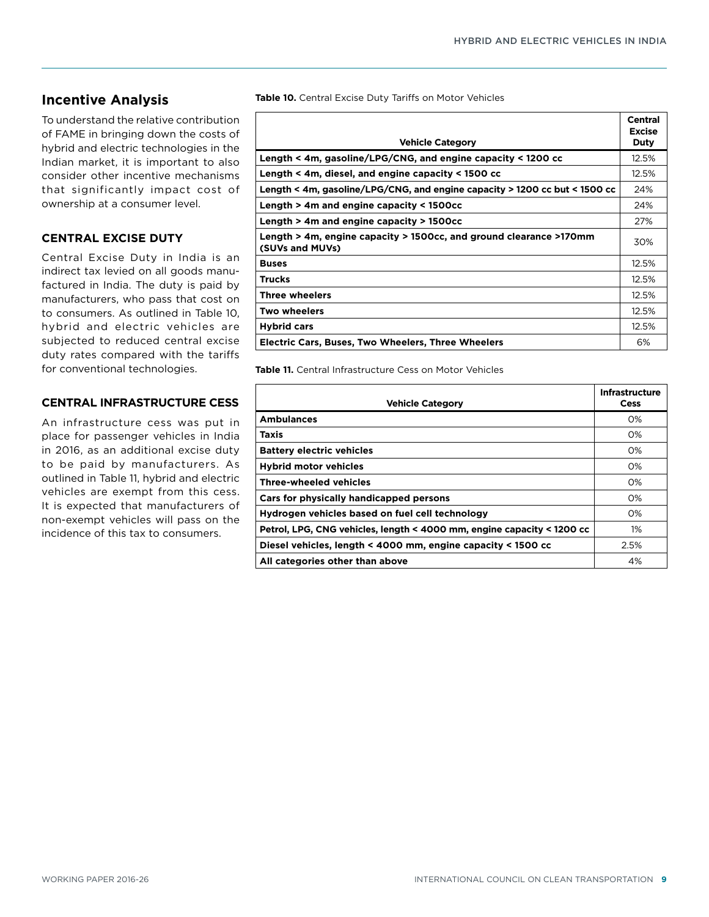## Incentive Analysis

To understand the relative contribution of FAME in bringing down the costs of hybrid and electric technologies in the Indian market, it is important to also consider other incentive mechanisms that significantly impact cost of ownership at a consumer level.

### CENTRAL EXCISE DUTY

Central Excise Duty in India is an indirect tax levied on all goods manufactured in India. The duty is paid by manufacturers, who pass that cost on to consumers. As outlined in Table 10, hybrid and electric vehicles are subjected to reduced central excise duty rates compared with the tariffs for conventional technologies.

### CENTRAL INFRASTRUCTURE CESS

An infrastructure cess was put in place for passenger vehicles in India in 2016, as an additional excise duty to be paid by manufacturers. As outlined in Table 11, hybrid and electric vehicles are exempt from this cess. It is expected that manufacturers of non-exempt vehicles will pass on the incidence of this tax to consumers.

**Table 10.** Central Excise Duty Tariffs on Motor Vehicles

| Vehicle Category | Central Excise Duty |
|---|---|
| **Length < 4m, gasoline/LPG/CNG, and engine capacity < 1200 cc** | 12.5% |
| **Length < 4m, diesel, and engine capacity < 1500 cc** | 12.5% |
| **Length < 4m, gasoline/LPG/CNG, and engine capacity > 1200 cc but < 1500 cc** | 24% |
| **Length > 4m and engine capacity < 1500cc** | 24% |
| **Length > 4m and engine capacity > 1500cc** | 27% |
| **Length > 4m, engine capacity > 1500cc, and ground clearance >170mm (SUVs and MUVs)** | 30% |
| **Buses** | 12.5% |
| **Trucks** | 12.5% |
| **Three wheelers** | 12.5% |
| **Two wheelers** | 12.5% |
| **Hybrid cars** | 12.5% |
| **Electric Cars, Buses, Two Wheelers, Three Wheelers** | 6% |

**Table 11.** Central Infrastructure Cess on Motor Vehicles

| Vehicle Category | Infrastructure Cess |
|---|---|
| **Ambulances** | 0% |
| **Taxis** | 0% |
| **Battery electric vehicles** | 0% |
| **Hybrid motor vehicles** | 0% |
| **Three-wheeled vehicles** | 0% |
| **Cars for physically handicapped persons** | 0% |
| **Hydrogen vehicles based on fuel cell technology** | 0% |
| **Petrol, LPG, CNG vehicles, length < 4000 mm, engine capacity < 1200 cc** | 1% |
| **Diesel vehicles, length < 4000 mm, engine capacity < 1500 cc** | 2.5% |
| **All categories other than above** | 4% |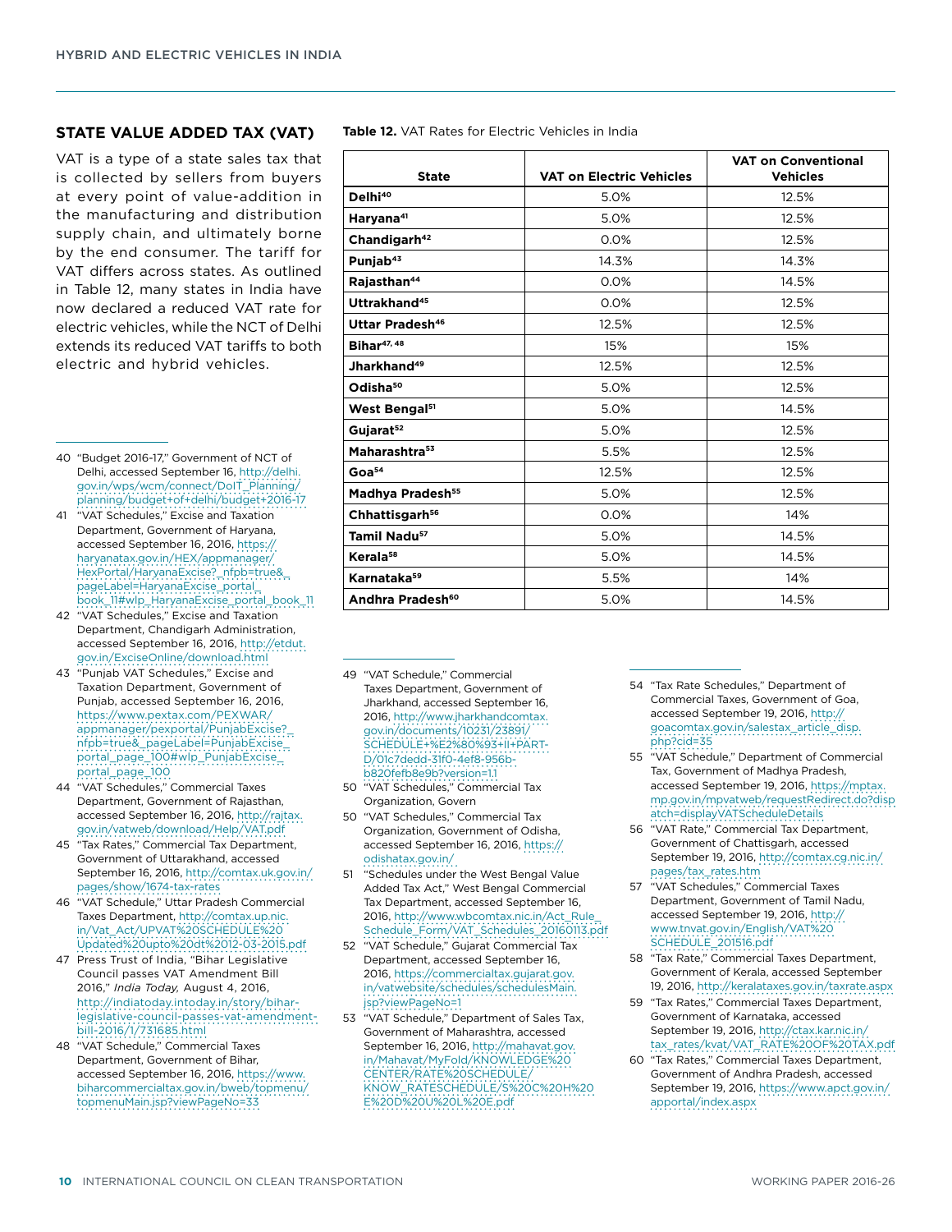## STATE VALUE ADDED TAX (VAT)

VAT is a type of a state sales tax that is collected by sellers from buyers at every point of value-addition in the manufacturing and distribution supply chain, and ultimately borne by the end consumer. The tariff for VAT differs across states. As outlined in Table 12, many states in India have now declared a reduced VAT rate for electric vehicles, while the NCT of Delhi extends its reduced VAT tariffs to both electric and hybrid vehicles.

**Table 12.** VAT Rates for Electric Vehicles in India

| State | VAT on Electric Vehicles | VAT on Conventional Vehicles |
|---|---|---|
| **Delhi**[40] | 5.0% | 12.5% |
| **Haryana**[41] | 5.0% | 12.5% |
| **Chandigarh**[42] | 0.0% | 12.5% |
| **Punjab**[43] | 14.3% | 14.3% |
| **Rajasthan**[44] | 0.0% | 14.5% |
| **Uttrakhand**[45] | 0.0% | 12.5% |
| **Uttar Pradesh**[46] | 12.5% | 12.5% |
| **Bihar**[47, 48] | 15% | 15% |
| **Jharkhand**[49] | 12.5% | 12.5% |
| **Odisha**[50] | 5.0% | 12.5% |
| **West Bengal**[51] | 5.0% | 14.5% |
| **Gujarat**[52] | 5.0% | 12.5% |
| **Maharashtra**[53] | 5.5% | 12.5% |
| **Goa**[54] | 12.5% | 12.5% |
| **Madhya Pradesh**[55] | 5.0% | 12.5% |
| **Chhattisgarh**[56] | 0.0% | 14% |
| **Tamil Nadu**[57] | 5.0% | 14.5% |
| **Kerala**[58] | 5.0% | 14.5% |
| **Karnataka**[59] | 5.5% | 14% |
| **Andhra Pradesh**[60] | 5.0% | 14.5% |

40 "Budget 2016-17," Government of NCT of Delhi, accessed September 16, http://delhi.gov.in/wps/wcm/connect/DoIT_Planning/planning/budget+of+delhi/budget+2016-17

41 "VAT Schedules," Excise and Taxation Department, Government of Haryana, accessed September 16, 2016, https://haryanatax.gov.in/HEX/appmanager/HexPortal/HaryanaExcise?_nfpb=true&_pageLabel=HaryanaExcise_portal_book_11#wlp_HaryanaExcise_portal_book_11

42 "VAT Schedules," Excise and Taxation Department, Chandigarh Administration, accessed September 16, 2016, http://etdut.gov.in/ExciseOnline/download.html

43 "Punjab VAT Schedules," Excise and Taxation Department, Government of Punjab, accessed September 16, 2016, https://www.pextax.com/PEXWAR/appmanager/pexportal/PunjabExcise?_nfpb=true&_pageLabel=PunjabExcise_portal_page_100#wlp_PunjabExcise_portal_page_100

44 "VAT Schedules," Commercial Taxes Department, Government of Rajasthan, accessed September 16, 2016, http://rajtax.gov.in/vatweb/download/Help/VAT.pdf

45 "Tax Rates," Commercial Tax Department, Government of Uttarakhand, accessed September 16, 2016, http://comtax.uk.gov.in/pages/show/1674-tax-rates

46 "VAT Schedule," Uttar Pradesh Commercial Taxes Department, http://comtax.up.nic.in/Vat_Act/UPVAT%20SCHEDULE%20Updated%20upto%20dt%2012-03-2015.pdf

47 Press Trust of India, "Bihar Legislative Council passes VAT Amendment Bill 2016," *India Today,* August 4, 2016, http://indiatoday.intoday.in/story/bihar-legislative-council-passes-vat-amendment-bill-2016/1/731685.html

48 "VAT Schedule," Commercial Taxes Department, Government of Bihar, accessed September 16, 2016, https://www.biharcommercialtax.gov.in/bweb/topmenu/topmenuMain.jsp?viewPageNo=33

49 "VAT Schedule," Commercial Taxes Department, Government of Jharkhand, accessed September 16, 2016, http://www.jharkhandcomtax.gov.in/documents/10231/23891/SCHEDULE+%E2%80%93+II+PART-D/01c7dedd-31f0-4ef8-956b-b820fefb8e9b?version=1.1

50 "VAT Schedules," Commercial Tax Organization, Govern

50 "VAT Schedules," Commercial Tax Organization, Government of Odisha, accessed September 16, 2016, https://odishatax.gov.in/

51 "Schedules under the West Bengal Value Added Tax Act," West Bengal Commercial Tax Department, accessed September 16, 2016, http://www.wbcomtax.nic.in/Act_Rule_Schedule_Form/VAT_Schedules_20160113.pdf

52 "VAT Schedule," Gujarat Commercial Tax Department, accessed September 16, 2016, https://commercialtax.gujarat.gov.in/vatwebsite/schedules/schedulesMain.jsp?viewPageNo=1

53 "VAT Schedule," Department of Sales Tax, Government of Maharashtra, accessed September 16, 2016, http://mahavat.gov.in/Mahavat/MyFold/KNOWLEDGE%20CENTER/RATE%20SCHEDULE/KNOW_RATESCHEDULE/S%20C%20H%20E%20D%20U%20L%20E.pdf

54 "Tax Rate Schedules," Department of Commercial Taxes, Government of Goa, accessed September 19, 2016, http://goacomtax.gov.in/salestax_article_disp.php?cid=35

55 "VAT Schedule," Department of Commercial Tax, Government of Madhya Pradesh, accessed September 19, 2016, https://mptax.mp.gov.in/mpvatweb/requestRedirect.do?dispatch=displayVATScheduleDetails

56 "VAT Rate," Commercial Tax Department, Government of Chattisgarh, accessed September 19, 2016, http://comtax.cg.nic.in/pages/tax_rates.htm

57 "VAT Schedules," Commercial Taxes Department, Government of Tamil Nadu, accessed September 19, 2016, http://www.tnvat.gov.in/English/VAT%20SCHEDULE_201516.pdf

58 "Tax Rate," Commercial Taxes Department, Government of Kerala, accessed September 19, 2016, http://keralataxes.gov.in/taxrate.aspx

59 "Tax Rates," Commercial Taxes Department, Government of Karnataka, accessed September 19, 2016, http://ctax.kar.nic.in/tax_rates/kvat/VAT_RATE%20OF%20TAX.pdf

60 "Tax Rates," Commercial Taxes Department, Government of Andhra Pradesh, accessed September 19, 2016, https://www.apct.gov.in/apportal/index.aspx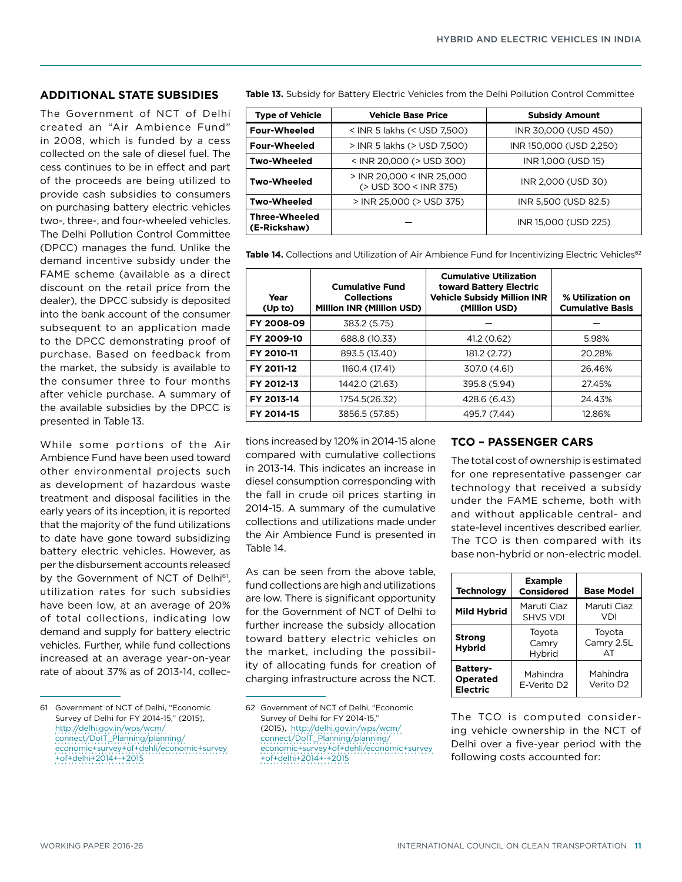## ADDITIONAL STATE SUBSIDIES

The Government of NCT of Delhi created an "Air Ambience Fund" in 2008, which is funded by a cess collected on the sale of diesel fuel. The cess continues to be in effect and part of the proceeds are being utilized to provide cash subsidies to consumers on purchasing battery electric vehicles two-, three-, and four-wheeled vehicles. The Delhi Pollution Control Committee (DPCC) manages the fund. Unlike the demand incentive subsidy under the FAME scheme (available as a direct discount on the retail price from the dealer), the DPCC subsidy is deposited into the bank account of the consumer subsequent to an application made to the DPCC demonstrating proof of purchase. Based on feedback from the market, the subsidy is available to the consumer three to four months after vehicle purchase. A summary of the available subsidies by the DPCC is presented in Table 13.

**Table 13.** Subsidy for Battery Electric Vehicles from the Delhi Pollution Control Committee

| Type of Vehicle | Vehicle Base Price | Subsidy Amount |
|---|---|---|
| **Four-Wheeled** | < INR 5 lakhs (< USD 7,500) | INR 30,000 (USD 450) |
| **Four-Wheeled** | > INR 5 lakhs (> USD 7,500) | INR 150,000 (USD 2,250) |
| **Two-Wheeled** | < INR 20,000 (> USD 300) | INR 1,000 (USD 15) |
| **Two-Wheeled** | > INR 20,000 < INR 25,000 (> USD 300 < INR 375) | INR 2,000 (USD 30) |
| **Two-Wheeled** | > INR 25,000 (> USD 375) | INR 5,500 (USD 82.5) |
| **Three-Wheeled (E-Rickshaw)** | — | INR 15,000 (USD 225) |

While some portions of the Air Ambience Fund have been used toward other environmental projects such as development of hazardous waste treatment and disposal facilities in the early years of its inception, it is reported that the majority of the fund utilizations to date have gone toward subsidizing battery electric vehicles. However, as per the disbursement accounts released by the Government of NCT of Delhi[61], utilization rates for such subsidies have been low, at an average of 20% of total collections, indicating low demand and supply for battery electric vehicles. Further, while fund collections increased at an average year-on-year rate of about 37% as of 2013-14, collections increased by 120% in 2014-15 alone compared with cumulative collections in 2013-14. This indicates an increase in diesel consumption corresponding with the fall in crude oil prices starting in 2014-15. A summary of the cumulative collections and utilizations made under the Air Ambience Fund is presented in Table 14.

**Table 14.** Collections and Utilization of Air Ambience Fund for Incentivizing Electric Vehicles[62]

| Year (Up to) | Cumulative Fund Collections Million INR (Million USD) | Cumulative Utilization toward Battery Electric Vehicle Subsidy Million INR (Million USD) | % Utilization on Cumulative Basis |
|---|---|---|---|
| **FY 2008-09** | 383.2 (5.75) | — | — |
| **FY 2009-10** | 688.8 (10.33) | 41.2 (0.62) | 5.98% |
| **FY 2010-11** | 893.5 (13.40) | 181.2 (2.72) | 20.28% |
| **FY 2011-12** | 1160.4 (17.41) | 307.0 (4.61) | 26.46% |
| **FY 2012-13** | 1442.0 (21.63) | 395.8 (5.94) | 27.45% |
| **FY 2013-14** | 1754.5(26.32) | 428.6 (6.43) | 24.43% |
| **FY 2014-15** | 3856.5 (57.85) | 495.7 (7.44) | 12.86% |

As can be seen from the above table, fund collections are high and utilizations are low. There is significant opportunity for the Government of NCT of Delhi to further increase the subsidy allocation toward battery electric vehicles on the market, including the possibility of allocating funds for creation of charging infrastructure across the NCT.

## TCO – PASSENGER CARS

The total cost of ownership is estimated for one representative passenger car technology that received a subsidy under the FAME scheme, both with and without applicable central- and state-level incentives described earlier. The TCO is then compared with its base non-hybrid or non-electric model.

| Technology | Example Considered | Base Model |
|---|---|---|
| **Mild Hybrid** | Maruti Ciaz SHVS VDI | Maruti Ciaz VDI |
| **Strong Hybrid** | Toyota Camry Hybrid | Toyota Camry 2.5L AT |
| **Battery-Operated Electric** | Mahindra E-Verito D2 | Mahindra Verito D2 |

The TCO is computed considering vehicle ownership in the NCT of Delhi over a five-year period with the following costs accounted for:

---

61 Government of NCT of Delhi, "Economic Survey of Delhi for FY 2014-15," (2015), http://delhi.gov.in/wps/wcm/connect/DoIT_Planning/planning/economic+survey+of+delhi/economic+survey+of+delhi+2014+-+2015

62 Government of NCT of Delhi, "Economic Survey of Delhi for FY 2014-15," (2015), http://delhi.gov.in/wps/wcm/connect/DoIT_Planning/planning/economic+survey+of+delhi/economic+survey+of+delhi+2014+-+2015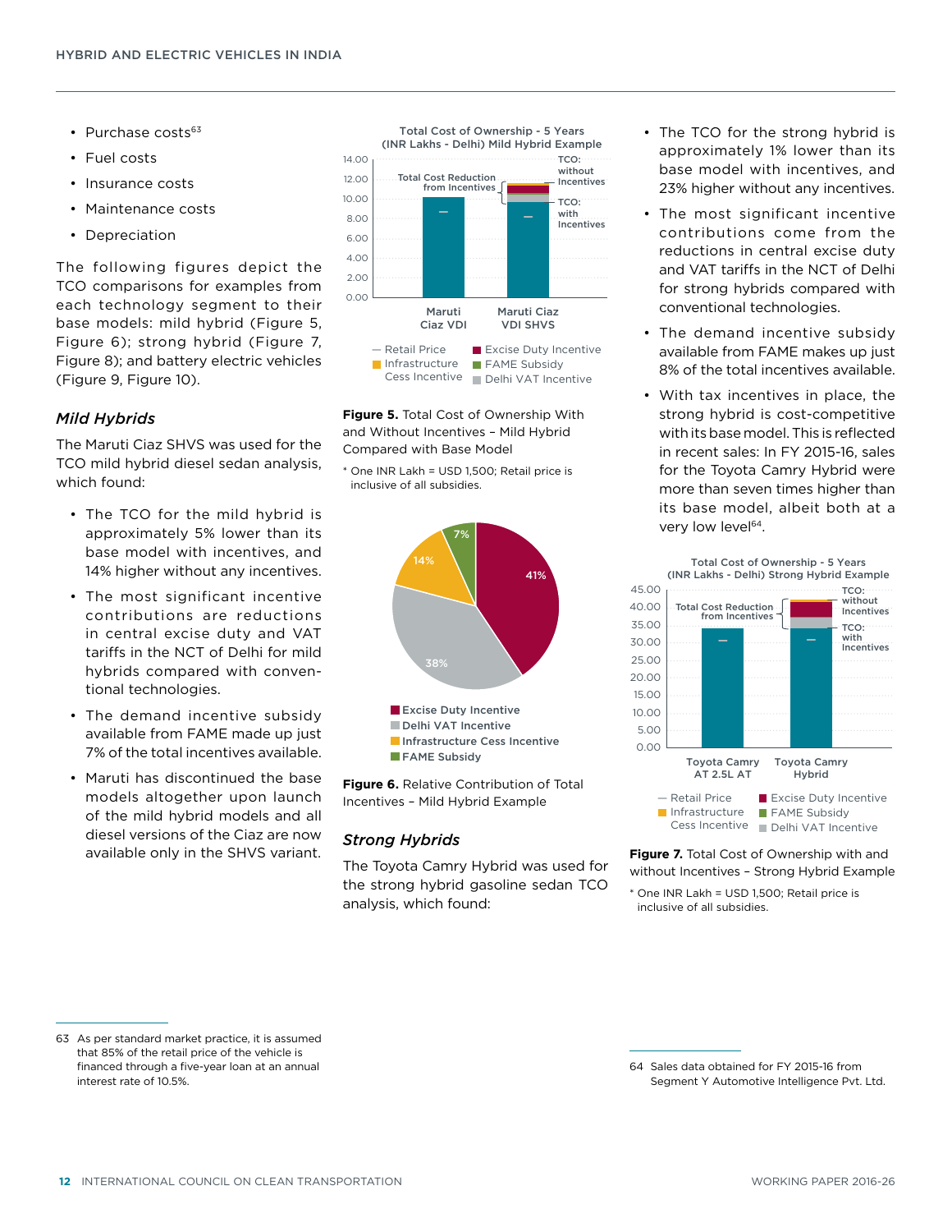- Purchase costs[63]
- Fuel costs
- Insurance costs
- Maintenance costs
- Depreciation

The following figures depict the TCO comparisons for examples from each technology segment to their base models: mild hybrid (Figure 5, Figure 6); strong hybrid (Figure 7, Figure 8); and battery electric vehicles (Figure 9, Figure 10).

### *Mild Hybrids*

The Maruti Ciaz SHVS was used for the TCO mild hybrid diesel sedan analysis, which found:

- The TCO for the mild hybrid is approximately 5% lower than its base model with incentives, and 14% higher without any incentives.
- The most significant incentive contributions are reductions in central excise duty and VAT tariffs in the NCT of Delhi for mild hybrids compared with conventional technologies.
- The demand incentive subsidy available from FAME made up just 7% of the total incentives available.
- Maruti has discontinued the base models altogether upon launch of the mild hybrid models and all diesel versions of the Ciaz are now available only in the SHVS variant.

**Figure 5.** Total Cost of Ownership With and Without Incentives – Mild Hybrid Compared with Base Model

\* One INR Lakh = USD 1,500; Retail price is inclusive of all subsidies.

**Figure 6.** Relative Contribution of Total Incentives – Mild Hybrid Example

### *Strong Hybrids*

The Toyota Camry Hybrid was used for the strong hybrid gasoline sedan TCO analysis, which found:

- The TCO for the strong hybrid is approximately 1% lower than its base model with incentives, and 23% higher without any incentives.
- The most significant incentive contributions come from the reductions in central excise duty and VAT tariffs in the NCT of Delhi for strong hybrids compared with conventional technologies.
- The demand incentive subsidy available from FAME makes up just 8% of the total incentives available.
- With tax incentives in place, the strong hybrid is cost-competitive with its base model. This is reflected in recent sales: In FY 2015-16, sales for the Toyota Camry Hybrid were more than seven times higher than its base model, albeit both at a very low level[64].

**Figure 7.** Total Cost of Ownership with and without Incentives – Strong Hybrid Example

\* One INR Lakh = USD 1,500; Retail price is inclusive of all subsidies.

---

63 As per standard market practice, it is assumed that 85% of the retail price of the vehicle is financed through a five-year loan at an annual interest rate of 10.5%.

64 Sales data obtained for FY 2015-16 from Segment Y Automotive Intelligence Pvt. Ltd.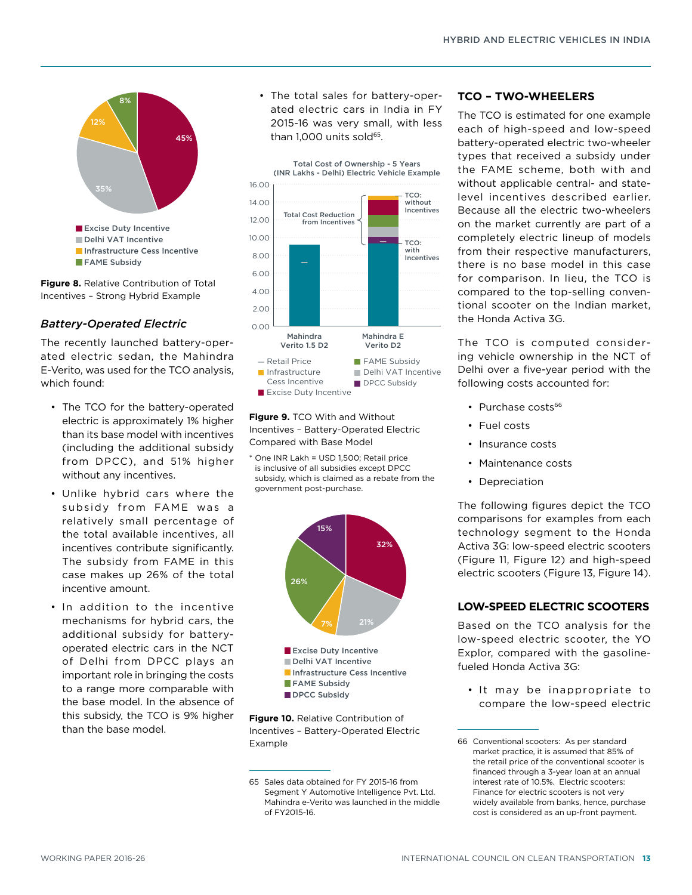Figure 8. Relative Contribution of Total Incentives – Strong Hybrid Example

### *Battery-Operated Electric*

The recently launched battery-operated electric sedan, the Mahindra E-Verito, was used for the TCO analysis, which found:

- The TCO for the battery-operated electric is approximately 1% higher than its base model with incentives (including the additional subsidy from DPCC), and 51% higher without any incentives.
- Unlike hybrid cars where the subsidy from FAME was a relatively small percentage of the total available incentives, all incentives contribute significantly. The subsidy from FAME in this case makes up 26% of the total incentive amount.
- In addition to the incentive mechanisms for hybrid cars, the additional subsidy for battery-operated electric cars in the NCT of Delhi from DPCC plays an important role in bringing the costs to a range more comparable with the base model. In the absence of this subsidy, the TCO is 9% higher than the base model.
- The total sales for battery-operated electric cars in India in FY 2015-16 was very small, with less than 1,000 units sold[65].

**Figure 9.** TCO With and Without Incentives – Battery-Operated Electric Compared with Base Model

\* One INR Lakh = USD 1,500; Retail price is inclusive of all subsidies except DPCC subsidy, which is claimed as a rebate from the government post-purchase.

**Figure 10.** Relative Contribution of Incentives – Battery-Operated Electric Example

## TCO – TWO-WHEELERS

The TCO is estimated for one example each of high-speed and low-speed battery-operated electric two-wheeler types that received a subsidy under the FAME scheme, both with and without applicable central- and state-level incentives described earlier. Because all the electric two-wheelers on the market currently are part of a completely electric lineup of models from their respective manufacturers, there is no base model in this case for comparison. In lieu, the TCO is compared to the top-selling conventional scooter on the Indian market, the Honda Activa 3G.

The TCO is computed considering vehicle ownership in the NCT of Delhi over a five-year period with the following costs accounted for:

- Purchase costs[66]
- Fuel costs
- Insurance costs
- Maintenance costs
- Depreciation

The following figures depict the TCO comparisons for examples from each technology segment to the Honda Activa 3G: low-speed electric scooters (Figure 11, Figure 12) and high-speed electric scooters (Figure 13, Figure 14).

## LOW-SPEED ELECTRIC SCOOTERS

Based on the TCO analysis for the low-speed electric scooter, the YO Explor, compared with the gasoline-fueled Honda Activa 3G:

- It may be inappropriate to compare the low-speed electric

---

65 Sales data obtained for FY 2015-16 from Segment Y Automotive Intelligence Pvt. Ltd. Mahindra e-Verito was launched in the middle of FY2015-16.

66 Conventional scooters: As per standard market practice, it is assumed that 85% of the retail price of the conventional scooter is financed through a 3-year loan at an annual interest rate of 10.5%. Electric scooters: Finance for electric scooters is not very widely available from banks, hence, purchase cost is considered as an up-front payment.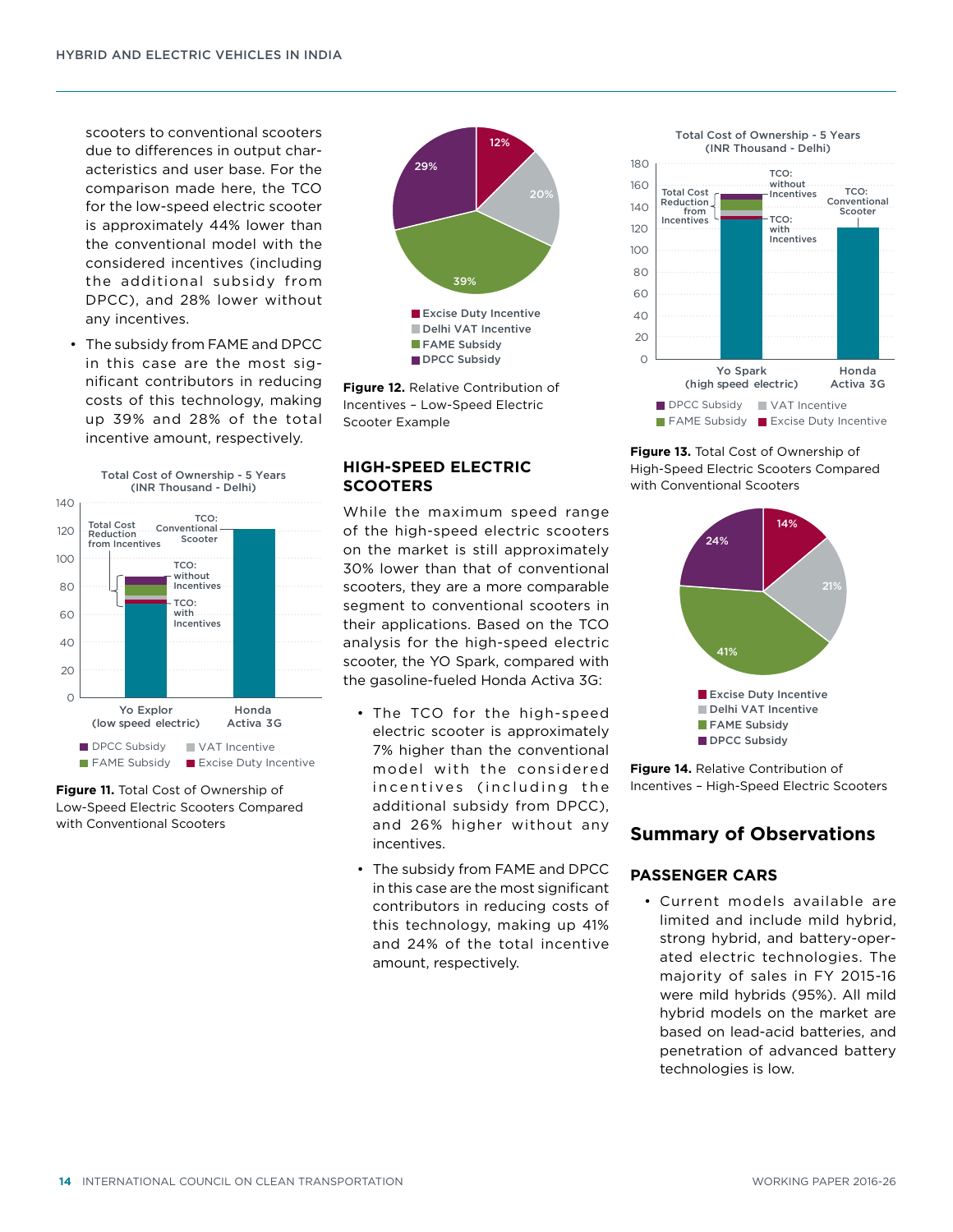scooters to conventional scooters due to differences in output characteristics and user base. For the comparison made here, the TCO for the low-speed electric scooter is approximately 44% lower than the conventional model with the considered incentives (including the additional subsidy from DPCC), and 28% lower without any incentives.

- The subsidy from FAME and DPCC in this case are the most significant contributors in reducing costs of this technology, making up 39% and 28% of the total incentive amount, respectively.

**Figure 11.** Total Cost of Ownership of Low-Speed Electric Scooters Compared with Conventional Scooters

**Figure 12.** Relative Contribution of Incentives – Low-Speed Electric Scooter Example

### HIGH-SPEED ELECTRIC SCOOTERS

While the maximum speed range of the high-speed electric scooters on the market is still approximately 30% lower than that of conventional scooters, they are a more comparable segment to conventional scooters in their applications. Based on the TCO analysis for the high-speed electric scooter, the YO Spark, compared with the gasoline-fueled Honda Activa 3G:

- The TCO for the high-speed electric scooter is approximately 7% higher than the conventional model with the considered incentives (including the additional subsidy from DPCC), and 26% higher without any incentives.
- The subsidy from FAME and DPCC in this case are the most significant contributors in reducing costs of this technology, making up 41% and 24% of the total incentive amount, respectively.

**Figure 13.** Total Cost of Ownership of High-Speed Electric Scooters Compared with Conventional Scooters

**Figure 14.** Relative Contribution of Incentives – High-Speed Electric Scooters

## Summary of Observations

### PASSENGER CARS

- Current models available are limited and include mild hybrid, strong hybrid, and battery-operated electric technologies. The majority of sales in FY 2015-16 were mild hybrids (95%). All mild hybrid models on the market are based on lead-acid batteries, and penetration of advanced battery technologies is low.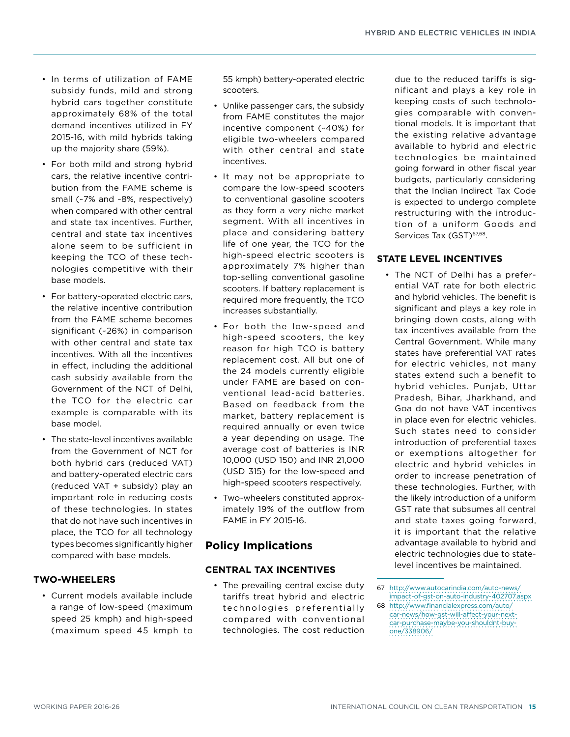- In terms of utilization of FAME subsidy funds, mild and strong hybrid cars together constitute approximately 68% of the total demand incentives utilized in FY 2015-16, with mild hybrids taking up the majority share (59%).
- For both mild and strong hybrid cars, the relative incentive contribution from the FAME scheme is small (~7% and ~8%, respectively) when compared with other central and state tax incentives. Further, central and state tax incentives alone seem to be sufficient in keeping the TCO of these technologies competitive with their base models.
- For battery-operated electric cars, the relative incentive contribution from the FAME scheme becomes significant (~26%) in comparison with other central and state tax incentives. With all the incentives in effect, including the additional cash subsidy available from the Government of the NCT of Delhi, the TCO for the electric car example is comparable with its base model.
- The state-level incentives available from the Government of NCT for both hybrid cars (reduced VAT) and battery-operated electric cars (reduced VAT + subsidy) play an important role in reducing costs of these technologies. In states that do not have such incentives in place, the TCO for all technology types becomes significantly higher compared with base models.

### TWO-WHEELERS

- Current models available include a range of low-speed (maximum speed 25 kmph) and high-speed (maximum speed 45 kmph to 55 kmph) battery-operated electric scooters.
- Unlike passenger cars, the subsidy from FAME constitutes the major incentive component (~40%) for eligible two-wheelers compared with other central and state incentives.
- It may not be appropriate to compare the low-speed scooters to conventional gasoline scooters as they form a very niche market segment. With all incentives in place and considering battery life of one year, the TCO for the high-speed electric scooters is approximately 7% higher than top-selling conventional gasoline scooters. If battery replacement is required more frequently, the TCO increases substantially.
- For both the low-speed and high-speed scooters, the key reason for high TCO is battery replacement cost. All but one of the 24 models currently eligible under FAME are based on conventional lead-acid batteries. Based on feedback from the market, battery replacement is required annually or even twice a year depending on usage. The average cost of batteries is INR 10,000 (USD 150) and INR 21,000 (USD 315) for the low-speed and high-speed scooters respectively.
- Two-wheelers constituted approximately 19% of the outflow from FAME in FY 2015-16.

## Policy Implications

### CENTRAL TAX INCENTIVES

- The prevailing central excise duty tariffs treat hybrid and electric technologies preferentially compared with conventional technologies. The cost reduction due to the reduced tariffs is significant and plays a key role in keeping costs of such technologies comparable with conventional models. It is important that the existing relative advantage available to hybrid and electric technologies be maintained going forward in other fiscal year budgets, particularly considering that the Indian Indirect Tax Code is expected to undergo complete restructuring with the introduction of a uniform Goods and Services Tax (GST)[67,68].

### STATE LEVEL INCENTIVES

- The NCT of Delhi has a preferential VAT rate for both electric and hybrid vehicles. The benefit is significant and plays a key role in bringing down costs, along with tax incentives available from the Central Government. While many states have preferential VAT rates for electric vehicles, not many states extend such a benefit to hybrid vehicles. Punjab, Uttar Pradesh, Bihar, Jharkhand, and Goa do not have VAT incentives in place even for electric vehicles. Such states need to consider introduction of preferential taxes or exemptions altogether for electric and hybrid vehicles in order to increase penetration of these technologies. Further, with the likely introduction of a uniform GST rate that subsumes all central and state taxes going forward, it is important that the relative advantage available to hybrid and electric technologies due to state-level incentives be maintained.

---

67 http://www.autocarindia.com/auto-news/impact-of-gst-on-auto-industry-402707.aspx

68 http://www.financialexpress.com/auto/car-news/how-gst-will-affect-your-next-car-purchase-maybe-you-shouldnt-buy-one/338906/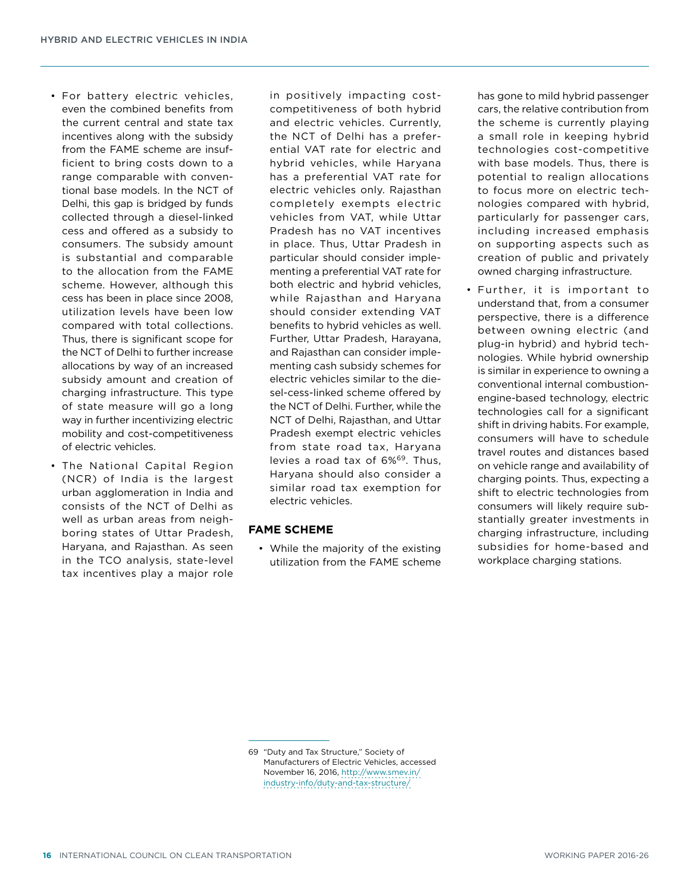- For battery electric vehicles, even the combined benefits from the current central and state tax incentives along with the subsidy from the FAME scheme are insufficient to bring costs down to a range comparable with conventional base models. In the NCT of Delhi, this gap is bridged by funds collected through a diesel-linked cess and offered as a subsidy to consumers. The subsidy amount is substantial and comparable to the allocation from the FAME scheme. However, although this cess has been in place since 2008, utilization levels have been low compared with total collections. Thus, there is significant scope for the NCT of Delhi to further increase allocations by way of an increased subsidy amount and creation of charging infrastructure. This type of state measure will go a long way in further incentivizing electric mobility and cost-competitiveness of electric vehicles.
- The National Capital Region (NCR) of India is the largest urban agglomeration in India and consists of the NCT of Delhi as well as urban areas from neighboring states of Uttar Pradesh, Haryana, and Rajasthan. As seen in the TCO analysis, state-level tax incentives play a major role in positively impacting cost-competitiveness of both hybrid and electric vehicles. Currently, the NCT of Delhi has a preferential VAT rate for electric and hybrid vehicles, while Haryana has a preferential VAT rate for electric vehicles only. Rajasthan completely exempts electric vehicles from VAT, while Uttar Pradesh has no VAT incentives in place. Thus, Uttar Pradesh in particular should consider implementing a preferential VAT rate for both electric and hybrid vehicles, while Rajasthan and Haryana should consider extending VAT benefits to hybrid vehicles as well. Further, Uttar Pradesh, Harayana, and Rajasthan can consider implementing cash subsidy schemes for electric vehicles similar to the diesel-cess-linked scheme offered by the NCT of Delhi. Further, while the NCT of Delhi, Rajasthan, and Uttar Pradesh exempt electric vehicles from state road tax, Haryana levies a road tax of 6%[69]. Thus, Haryana should also consider a similar road tax exemption for electric vehicles.

## FAME SCHEME

- While the majority of the existing utilization from the FAME scheme has gone to mild hybrid passenger cars, the relative contribution from the scheme is currently playing a small role in keeping hybrid technologies cost-competitive with base models. Thus, there is potential to realign allocations to focus more on electric technologies compared with hybrid, particularly for passenger cars, including increased emphasis on supporting aspects such as creation of public and privately owned charging infrastructure.
- Further, it is important to understand that, from a consumer perspective, there is a difference between owning electric (and plug-in hybrid) and hybrid technologies. While hybrid ownership is similar in experience to owning a conventional internal combustion-engine-based technology, electric technologies call for a significant shift in driving habits. For example, consumers will have to schedule travel routes and distances based on vehicle range and availability of charging points. Thus, expecting a shift to electric technologies from consumers will likely require substantially greater investments in charging infrastructure, including subsidies for home-based and workplace charging stations.

---

69 "Duty and Tax Structure," Society of Manufacturers of Electric Vehicles, accessed November 16, 2016, http://www.smev.in/industry-info/duty-and-tax-structure/